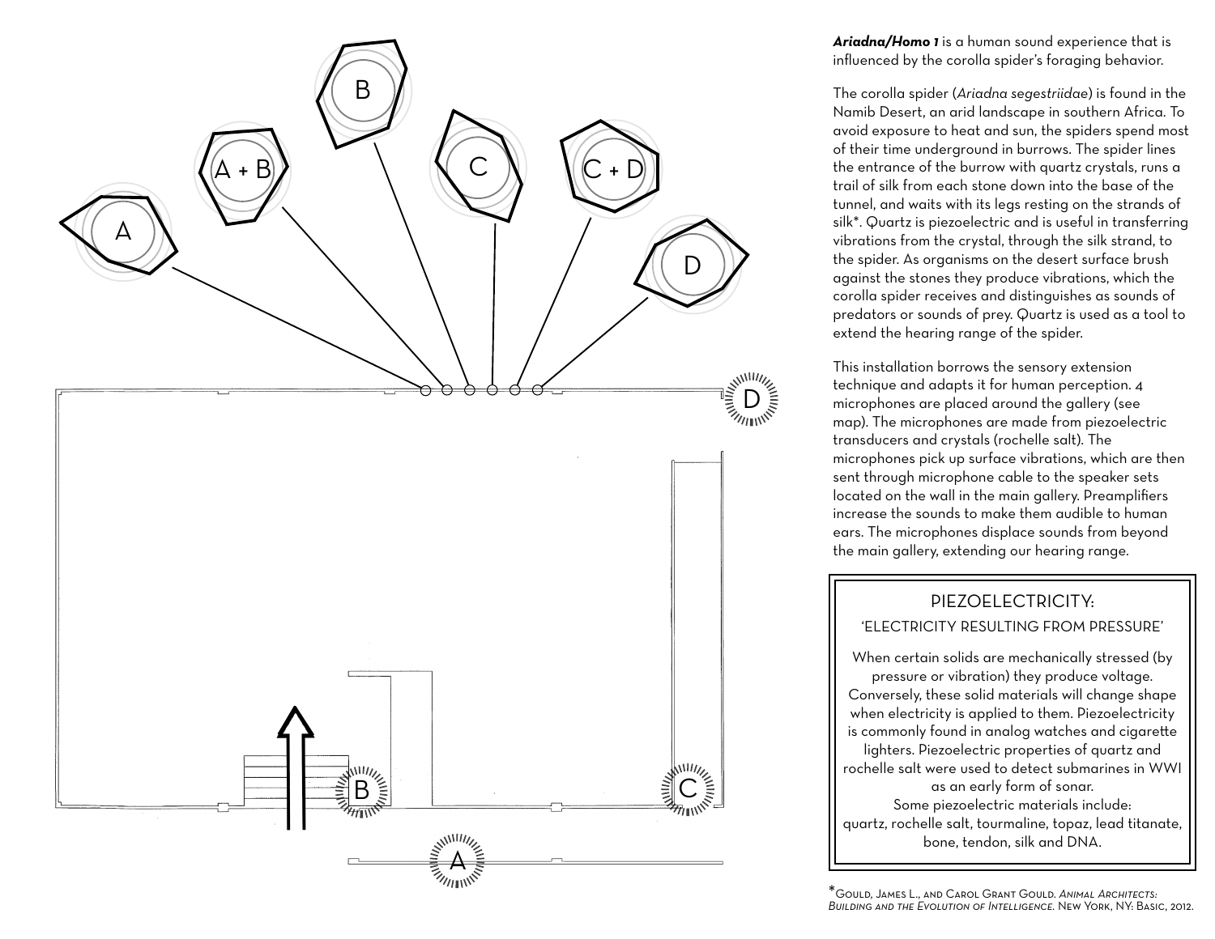***Ariadna/Homo 1*** is a human sound experience that is influenced by the corolla spider's foraging behavior.

The corolla spider (*Ariadna segestriidae*) is found in the Namib Desert, an arid landscape in southern Africa. To avoid exposure to heat and sun, the spiders spend most of their time underground in burrows. The spider lines the entrance of the burrow with quartz crystals, runs a trail of silk from each stone down into the base of the tunnel, and waits with its legs resting on the strands of silk*. Quartz is piezoelectric and is useful in transferring vibrations from the crystal, through the silk strand, to the spider. As organisms on the desert surface brush against the stones they produce vibrations, which the corolla spider receives and distinguishes as sounds of predators or sounds of prey. Quartz is used as a tool to extend the hearing range of the spider.

This installation borrows the sensory extension technique and adapts it for human perception. 4 microphones are placed around the gallery (see map). The microphones are made from piezoelectric transducers and crystals (rochelle salt). The microphones pick up surface vibrations, which are then sent through microphone cable to the speaker sets located on the wall in the main gallery. Preamplifiers increase the sounds to make them audible to human ears. The microphones displace sounds from beyond the main gallery, extending our hearing range.

> **PIEZOELECTRICITY:**
>
> 'ELECTRICITY RESULTING FROM PRESSURE'
>
> When certain solids are mechanically stressed (by pressure or vibration) they produce voltage. Conversely, these solid materials will change shape when electricity is applied to them. Piezoelectricity is commonly found in analog watches and cigarette lighters. Piezoelectric properties of quartz and rochelle salt were used to detect submarines in WWI as an early form of sonar.
> Some piezoelectric materials include:
> quartz, rochelle salt, tourmaline, topaz, lead titanate, bone, tendon, silk and DNA.

*Gould, James L., and Carol Grant Gould. *Animal Architects: Building and the Evolution of Intelligence.* New York, NY: Basic, 2012.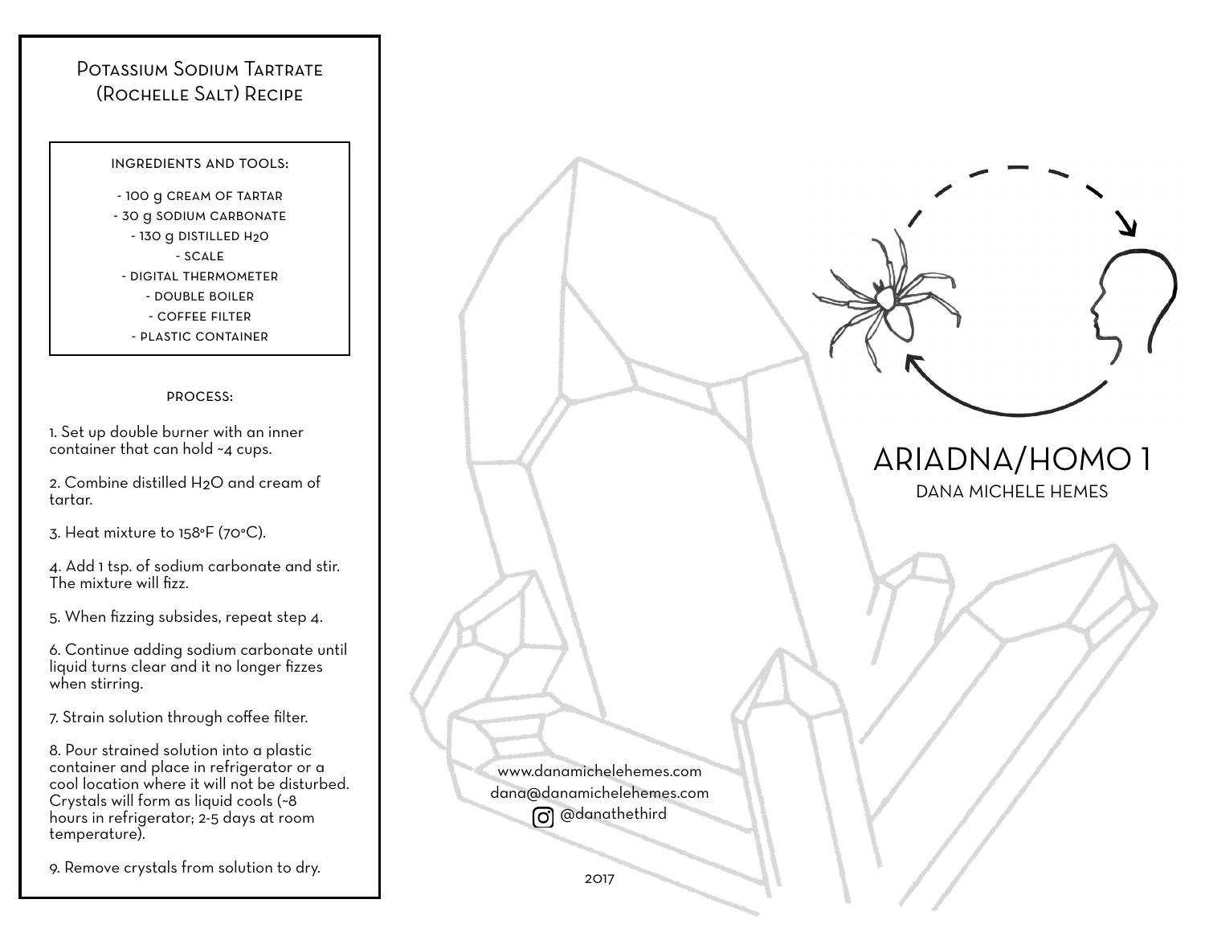# Potassium Sodium Tartrate (Rochelle Salt) Recipe

## INGREDIENTS AND TOOLS:

- 100 g CREAM OF TARTAR
- 30 g SODIUM CARBONATE
- 130 g DISTILLED $H_2O$
- SCALE
- DIGITAL THERMOMETER
- DOUBLE BOILER
- COFFEE FILTER
- PLASTIC CONTAINER

## PROCESS:

1. Set up double burner with an inner container that can hold ~4 cups.

2. Combine distilled $H_2O$ and cream of tartar.

3. Heat mixture to 158°F (70°C).

4. Add 1 tsp. of sodium carbonate and stir. The mixture will fizz.

5. When fizzing subsides, repeat step 4.

6. Continue adding sodium carbonate until liquid turns clear and it no longer fizzes when stirring.

7. Strain solution through coffee filter.

8. Pour strained solution into a plastic container and place in refrigerator or a cool location where it will not be disturbed. Crystals will form as liquid cools (~8 hours in refrigerator; 2-5 days at room temperature).

9. Remove crystals from solution to dry.

# ARIADNA/HOMO 1

DANA MICHELE HEMES

www.danamichelehemes.com
dana@danamichelehemes.com
@danathethird

2017